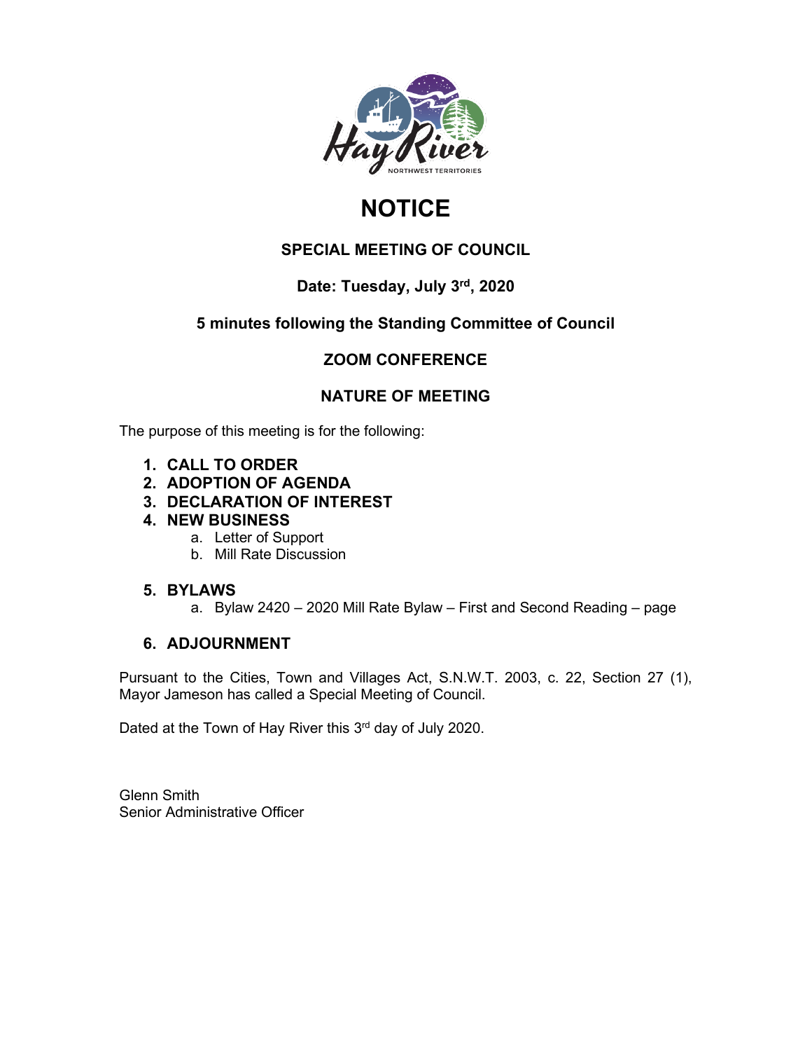# NOTICE

## SPECIAL MEETING OF COUNCIL

**Date: Tuesday, July 3rd, 2020**

**5 minutes following the Standing Committee of Council**

**ZOOM CONFERENCE**

**NATURE OF MEETING**

The purpose of this meeting is for the following:

1. **CALL TO ORDER**
2. **ADOPTION OF AGENDA**
3. **DECLARATION OF INTEREST**
4. **NEW BUSINESS**
   a. Letter of Support
   b. Mill Rate Discussion
5. **BYLAWS**
   a. Bylaw 2420 – 2020 Mill Rate Bylaw – First and Second Reading – page
6. **ADJOURNMENT**

Pursuant to the Cities, Town and Villages Act, S.N.W.T. 2003, c. 22, Section 27 (1), Mayor Jameson has called a Special Meeting of Council.

Dated at the Town of Hay River this 3rd day of July 2020.

Glenn Smith
Senior Administrative Officer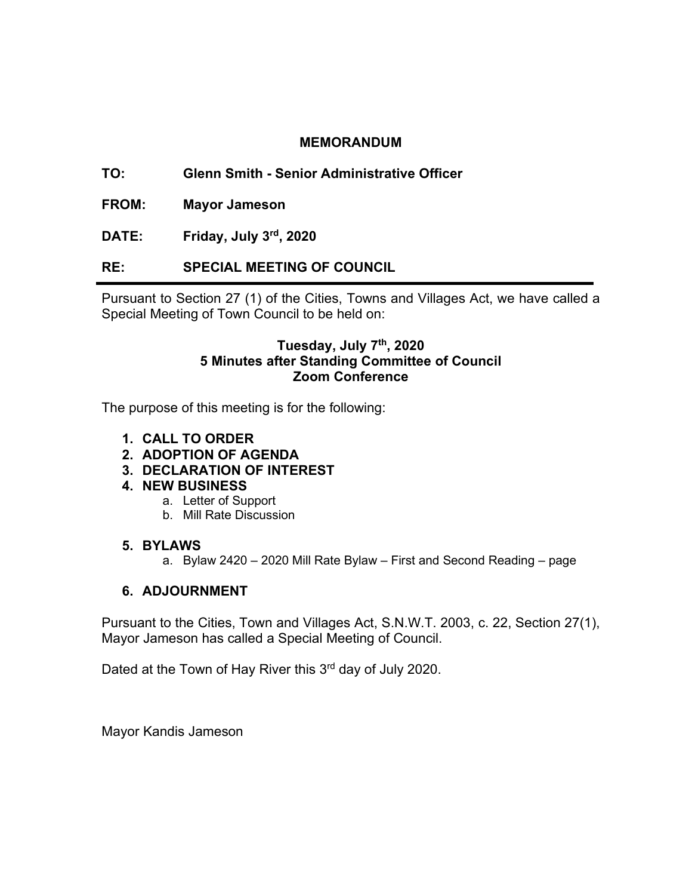# MEMORANDUM

**TO:** **Glenn Smith - Senior Administrative Officer**

**FROM:** **Mayor Jameson**

**DATE:** **Friday, July 3rd, 2020**

**RE:** **SPECIAL MEETING OF COUNCIL**

---

Pursuant to Section 27 (1) of the Cities, Towns and Villages Act, we have called a Special Meeting of Town Council to be held on:

**Tuesday, July 7th, 2020**
**5 Minutes after Standing Committee of Council**
**Zoom Conference**

The purpose of this meeting is for the following:

1. **CALL TO ORDER**
2. **ADOPTION OF AGENDA**
3. **DECLARATION OF INTEREST**
4. **NEW BUSINESS**
   a. Letter of Support
   b. Mill Rate Discussion
5. **BYLAWS**
   a. Bylaw 2420 – 2020 Mill Rate Bylaw – First and Second Reading – page
6. **ADJOURNMENT**

Pursuant to the Cities, Town and Villages Act, S.N.W.T. 2003, c. 22, Section 27(1), Mayor Jameson has called a Special Meeting of Council.

Dated at the Town of Hay River this 3rd day of July 2020.

Mayor Kandis Jameson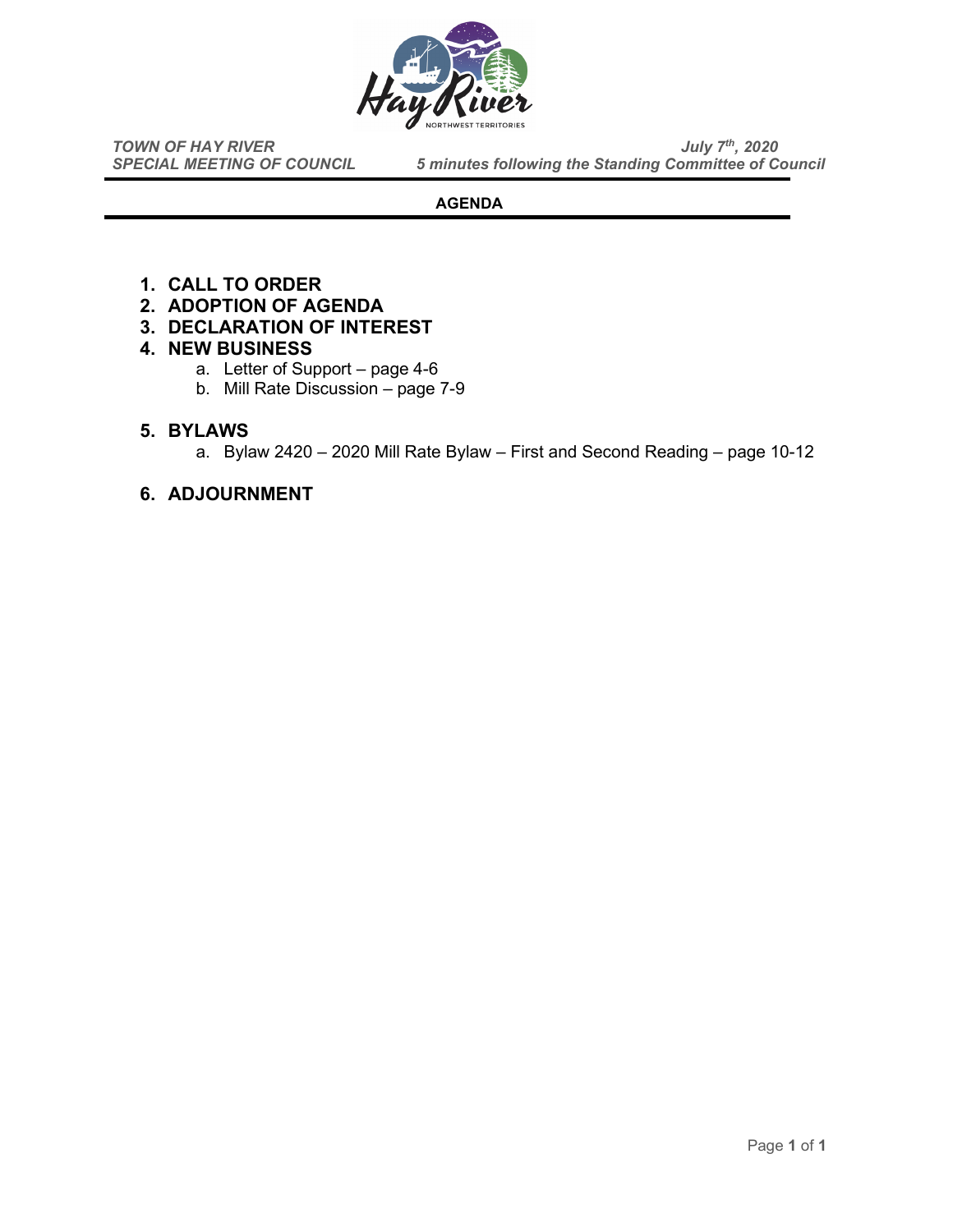*TOWN OF HAY RIVER* *July 7th, 2020*
*SPECIAL MEETING OF COUNCIL* *5 minutes following the Standing Committee of Council*

**AGENDA**

1. **CALL TO ORDER**
2. **ADOPTION OF AGENDA**
3. **DECLARATION OF INTEREST**
4. **NEW BUSINESS**
   a. Letter of Support – page 4-6
   b. Mill Rate Discussion – page 7-9

5. **BYLAWS**
   a. Bylaw 2420 – 2020 Mill Rate Bylaw – First and Second Reading – page 10-12

6. **ADJOURNMENT**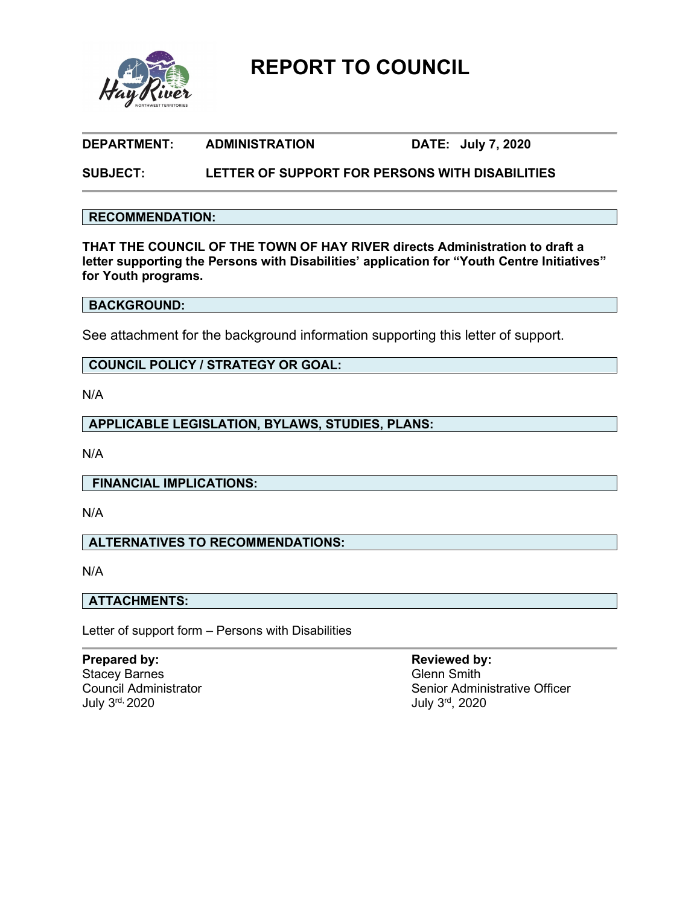# REPORT TO COUNCIL

**DEPARTMENT:** **ADMINISTRATION** **DATE: July 7, 2020**

**SUBJECT:** **LETTER OF SUPPORT FOR PERSONS WITH DISABILITIES**

## RECOMMENDATION:

**THAT THE COUNCIL OF THE TOWN OF HAY RIVER directs Administration to draft a letter supporting the Persons with Disabilities' application for "Youth Centre Initiatives" for Youth programs.**

## BACKGROUND:

See attachment for the background information supporting this letter of support.

## COUNCIL POLICY / STRATEGY OR GOAL:

N/A

## APPLICABLE LEGISLATION, BYLAWS, STUDIES, PLANS:

N/A

## FINANCIAL IMPLICATIONS:

N/A

## ALTERNATIVES TO RECOMMENDATIONS:

N/A

## ATTACHMENTS:

Letter of support form – Persons with Disabilities

**Prepared by:**
Stacey Barnes
Council Administrator
July 3rd, 2020

**Reviewed by:**
Glenn Smith
Senior Administrative Officer
July 3rd, 2020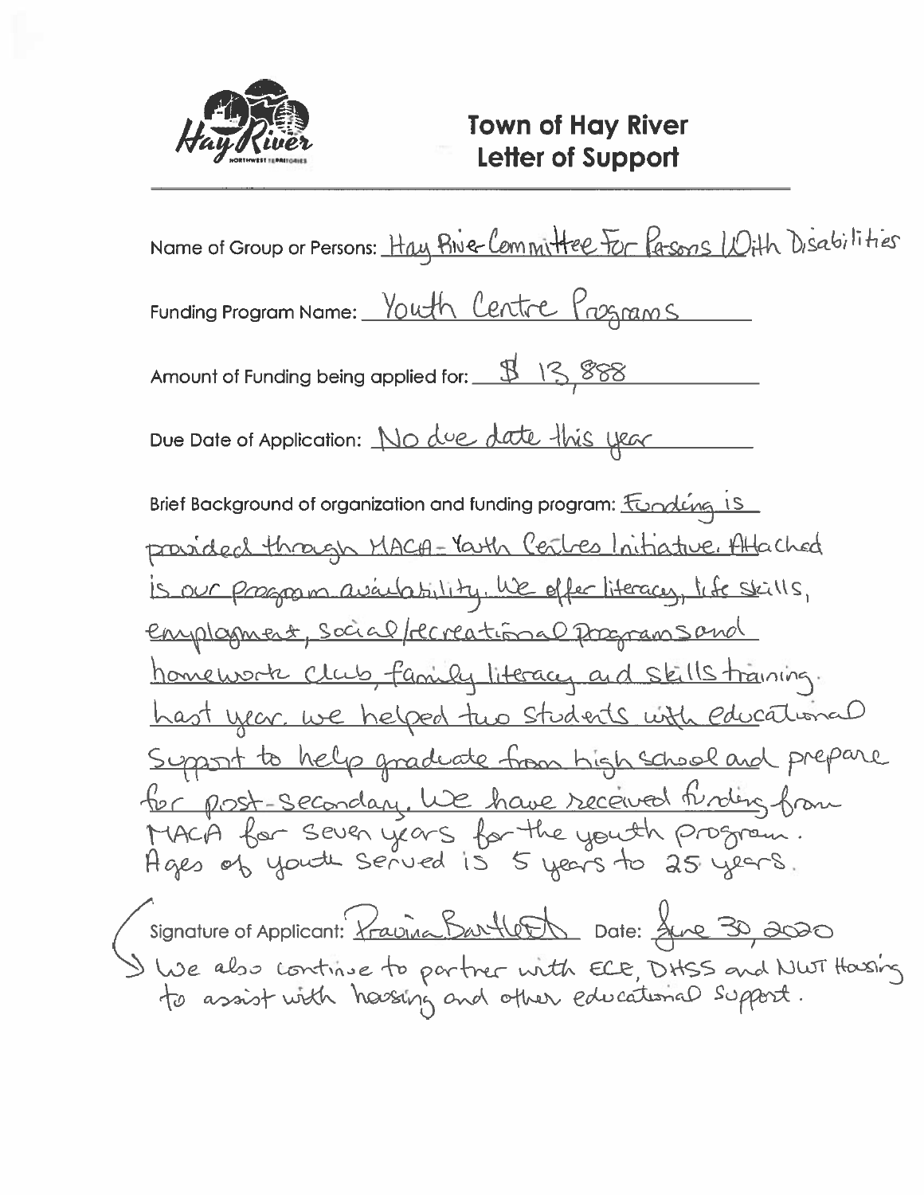# Town of Hay River Letter of Support

Name of Group or Persons: Hay River Committee For Persons With Disabilities

Funding Program Name: Youth Centre Programs

Amount of Funding being applied for: $ 13,888

Due Date of Application: No due date this year

Brief Background of organization and funding program: Funding is provided through MACA - Youth Centres Initiative. Attached is our program availability. We offer literacy, life skills, employment, social/recreational programs and homework club, family literacy and skills training. Last year, we helped two students with educational support to help graduate from high school and prepare for post-secondary. We have received funding from MACA for seven years for the youth program. Ages of youth served is 5 years to 25 years.

Signature of Applicant: Pravina Bartlett Date: June 30, 2020

We also continue to partner with ECE, DHSS and NWT Housing to assist with housing and other educational support.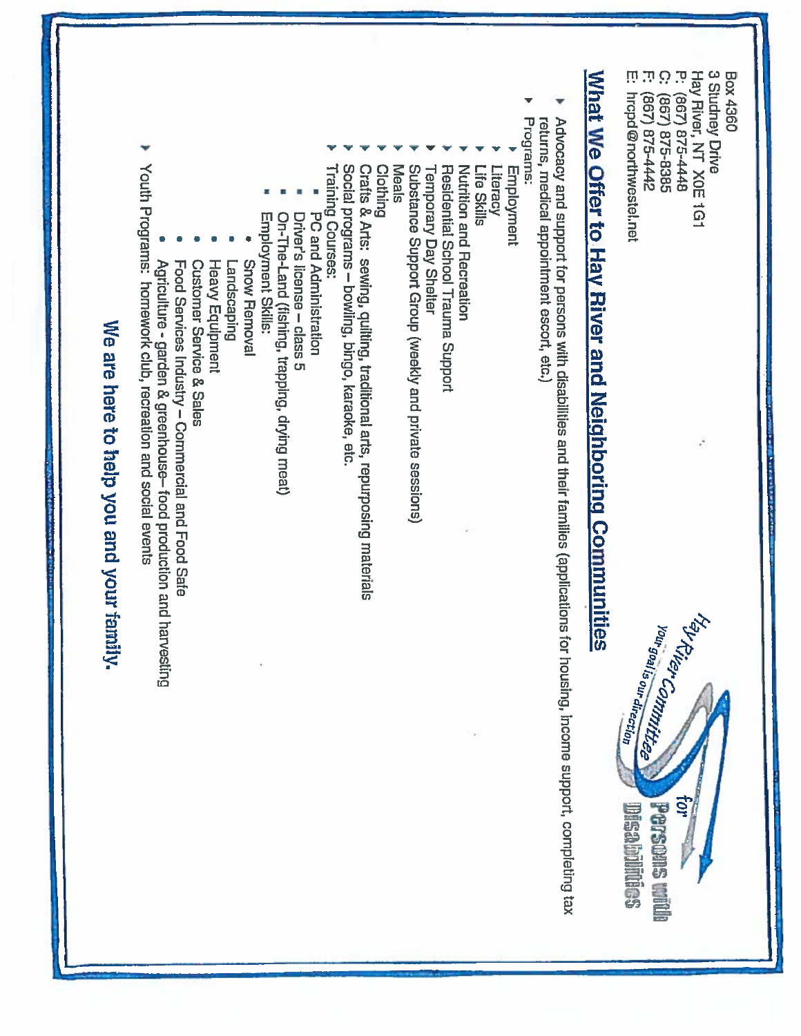Box 4360
3 Studney Drive
Hay River, NT X0E 1G1
P: (867) 875-4448
C: (867) 875-8385
F: (867) 875-4442
E: hrcpd@northwestel.net

Hay River Committee for Persons with Disabilities
Your goal is our direction

## What We Offer to Hay River and Neighboring Communities

- Advocacy and support for persons with disabilities and their families (applications for housing, income support, completing tax returns, medical appointment escort, etc.)
- Programs:
  - Employment
  - Literacy
  - Life Skills
  - Nutrition and Recreation
  - Residential School Trauma Support
  - Temporary Day Shelter
  - Substance Support Group (weekly and private sessions)
  - Meals
  - Clothing
  - Crafts & Arts: sewing, quilting, traditional arts, repurposing materials
  - Social programs – bowling, bingo, karaoke, etc.
  - Training Courses:
    - PC and Administration
    - Driver's license – class 5
    - On-The-Land (fishing, trapping, drying meat)
    - Employment Skills:
      - Snow Removal
      - Landscaping
      - Heavy Equipment
      - Customer Service & Sales
      - Food Services Industry – Commercial and Food Safe
      - Agriculture - garden & greenhouse– food production and harvesting
- Youth Programs: homework club, recreation and social events

**We are here to help you and your family.**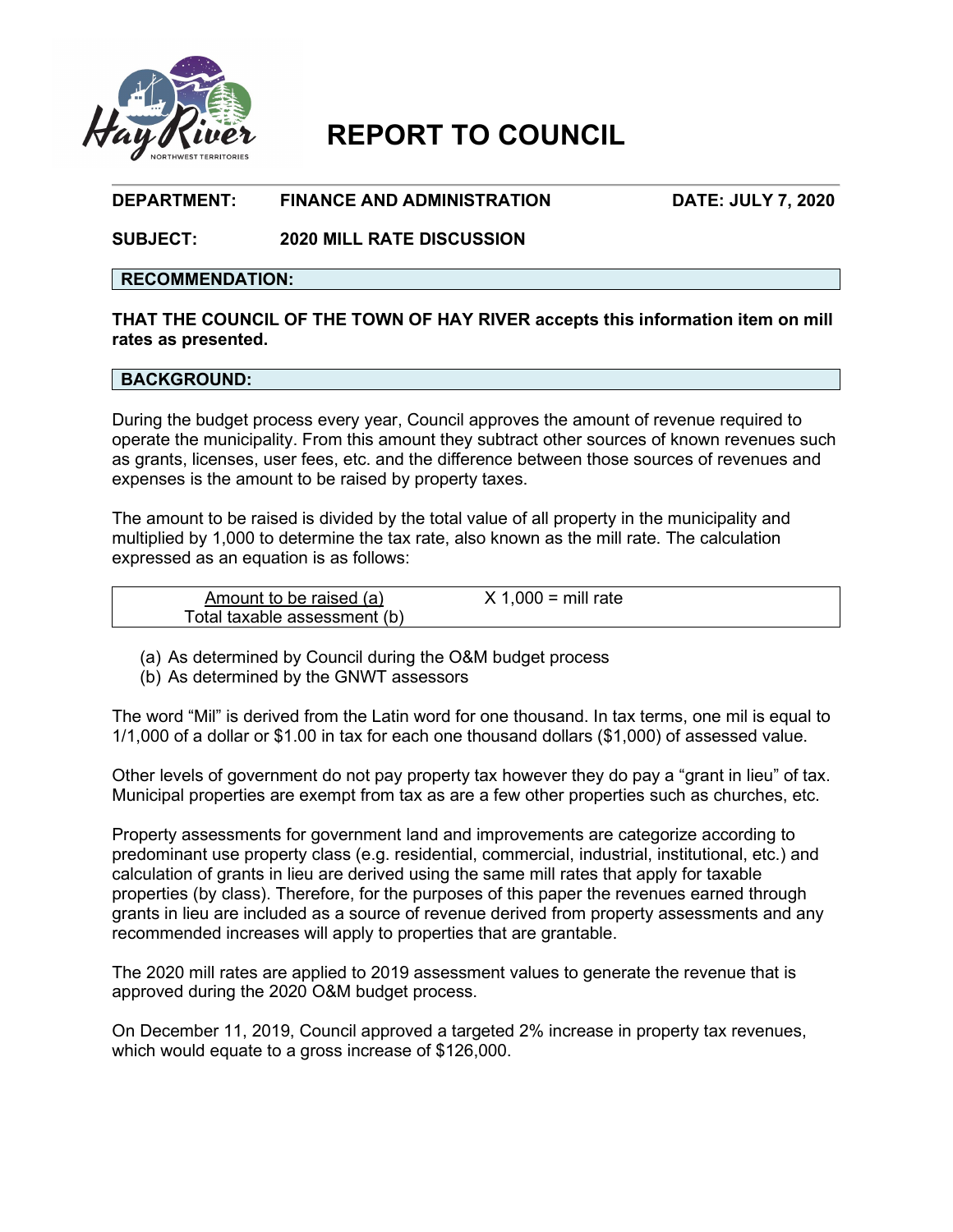# REPORT TO COUNCIL

**DEPARTMENT:** **FINANCE AND ADMINISTRATION** **DATE: JULY 7, 2020**

**SUBJECT:** **2020 MILL RATE DISCUSSION**

## RECOMMENDATION:

**THAT THE COUNCIL OF THE TOWN OF HAY RIVER accepts this information item on mill rates as presented.**

## BACKGROUND:

During the budget process every year, Council approves the amount of revenue required to operate the municipality. From this amount they subtract other sources of known revenues such as grants, licenses, user fees, etc. and the difference between those sources of revenues and expenses is the amount to be raised by property taxes.

The amount to be raised is divided by the total value of all property in the municipality and multiplied by 1,000 to determine the tax rate, also known as the mill rate. The calculation expressed as an equation is as follows:

$$\frac{\text{Amount to be raised (a)}}{\text{Total taxable assessment (b)}} \times 1{,}000 = \text{mill rate}$$

(a) As determined by Council during the O&M budget process
(b) As determined by the GNWT assessors

The word "Mil" is derived from the Latin word for one thousand. In tax terms, one mil is equal to 1/1,000 of a dollar or $1.00 in tax for each one thousand dollars ($1,000) of assessed value.

Other levels of government do not pay property tax however they do pay a "grant in lieu" of tax. Municipal properties are exempt from tax as are a few other properties such as churches, etc.

Property assessments for government land and improvements are categorize according to predominant use property class (e.g. residential, commercial, industrial, institutional, etc.) and calculation of grants in lieu are derived using the same mill rates that apply for taxable properties (by class). Therefore, for the purposes of this paper the revenues earned through grants in lieu are included as a source of revenue derived from property assessments and any recommended increases will apply to properties that are grantable.

The 2020 mill rates are applied to 2019 assessment values to generate the revenue that is approved during the 2020 O&M budget process.

On December 11, 2019, Council approved a targeted 2% increase in property tax revenues, which would equate to a gross increase of $126,000.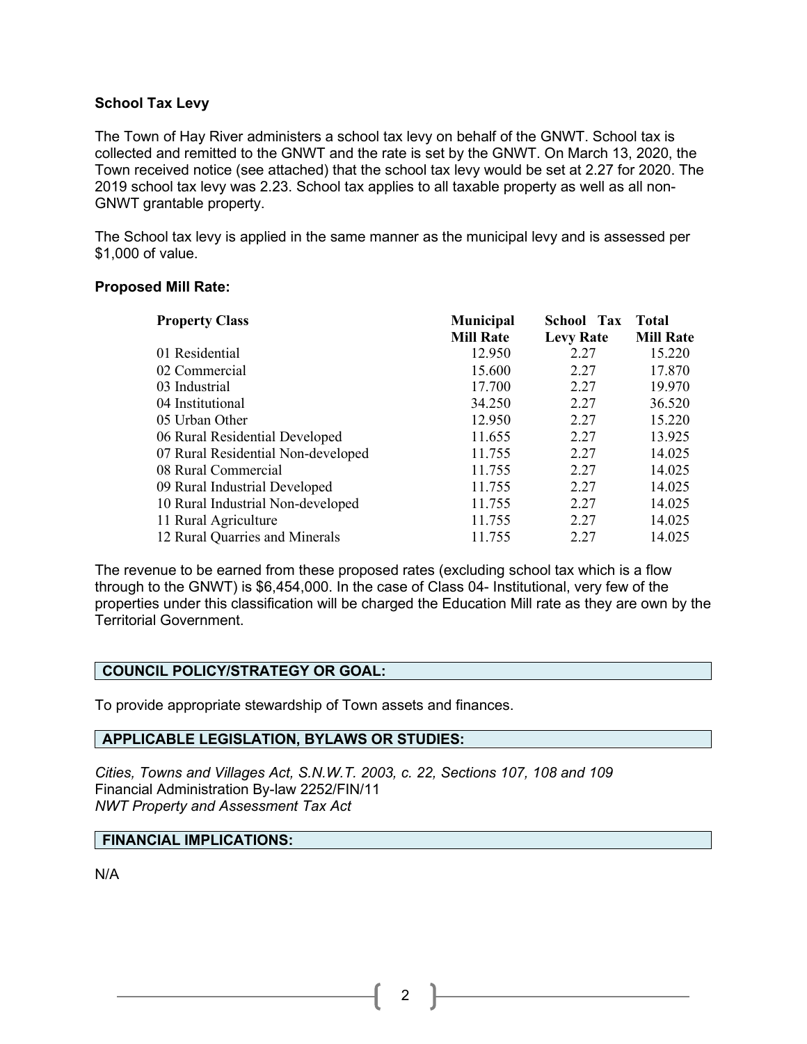**School Tax Levy**

The Town of Hay River administers a school tax levy on behalf of the GNWT. School tax is collected and remitted to the GNWT and the rate is set by the GNWT. On March 13, 2020, the Town received notice (see attached) that the school tax levy would be set at 2.27 for 2020. The 2019 school tax levy was 2.23. School tax applies to all taxable property as well as all non-GNWT grantable property.

The School tax levy is applied in the same manner as the municipal levy and is assessed per $1,000 of value.

**Proposed Mill Rate:**

| Property Class | Municipal Mill Rate | School Tax Levy Rate | Total Mill Rate |
|---|---|---|---|
| 01 Residential | 12.950 | 2.27 | 15.220 |
| 02 Commercial | 15.600 | 2.27 | 17.870 |
| 03 Industrial | 17.700 | 2.27 | 19.970 |
| 04 Institutional | 34.250 | 2.27 | 36.520 |
| 05 Urban Other | 12.950 | 2.27 | 15.220 |
| 06 Rural Residential Developed | 11.655 | 2.27 | 13.925 |
| 07 Rural Residential Non-developed | 11.755 | 2.27 | 14.025 |
| 08 Rural Commercial | 11.755 | 2.27 | 14.025 |
| 09 Rural Industrial Developed | 11.755 | 2.27 | 14.025 |
| 10 Rural Industrial Non-developed | 11.755 | 2.27 | 14.025 |
| 11 Rural Agriculture | 11.755 | 2.27 | 14.025 |
| 12 Rural Quarries and Minerals | 11.755 | 2.27 | 14.025 |

The revenue to be earned from these proposed rates (excluding school tax which is a flow through to the GNWT) is $6,454,000. In the case of Class 04- Institutional, very few of the properties under this classification will be charged the Education Mill rate as they are own by the Territorial Government.

**COUNCIL POLICY/STRATEGY OR GOAL:**

To provide appropriate stewardship of Town assets and finances.

**APPLICABLE LEGISLATION, BYLAWS OR STUDIES:**

*Cities, Towns and Villages Act, S.N.W.T. 2003, c. 22, Sections 107, 108 and 109*
Financial Administration By-law 2252/FIN/11
*NWT Property and Assessment Tax Act*

**FINANCIAL IMPLICATIONS:**

N/A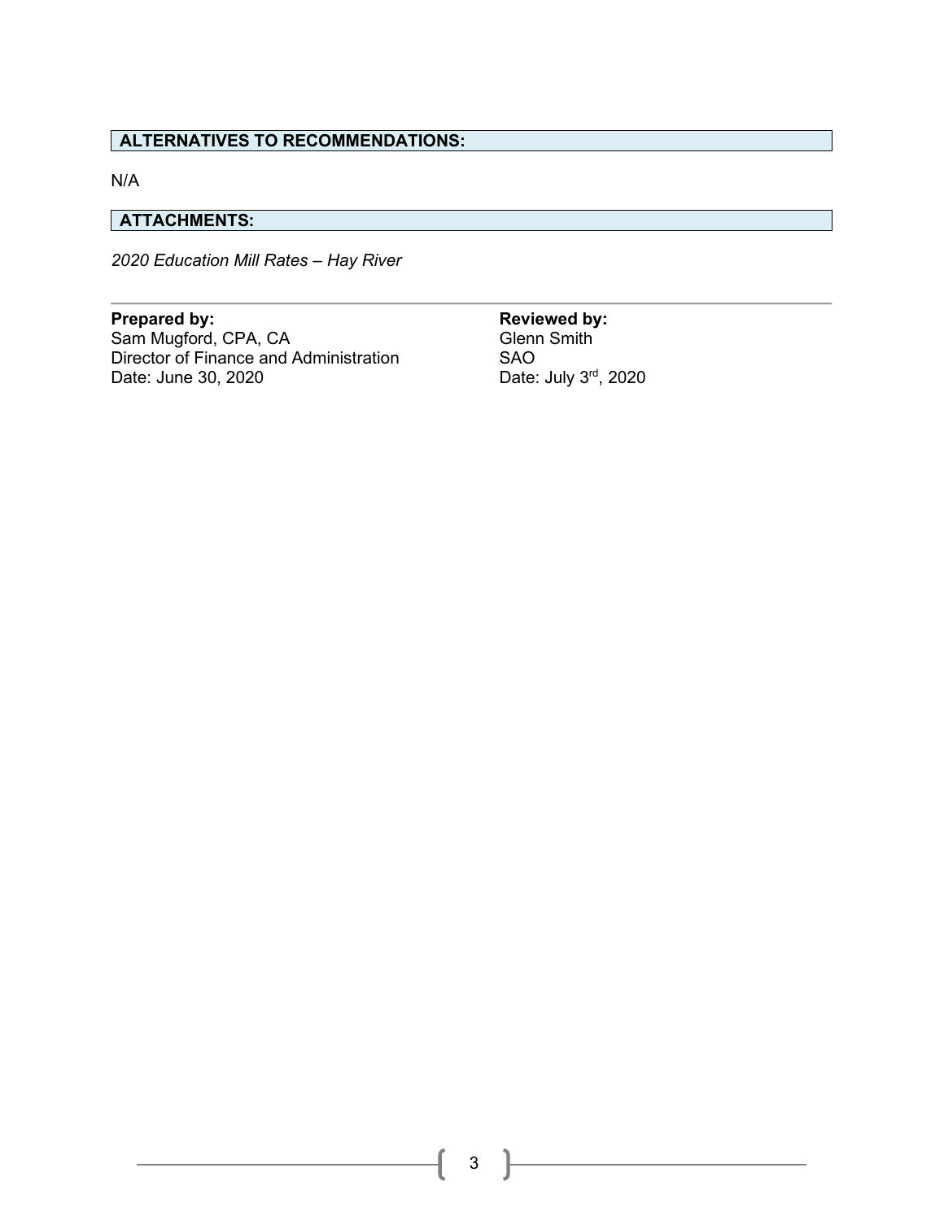## ALTERNATIVES TO RECOMMENDATIONS:

N/A

## ATTACHMENTS:

*2020 Education Mill Rates – Hay River*

---

**Prepared by:**
Sam Mugford, CPA, CA
Director of Finance and Administration
Date: June 30, 2020

**Reviewed by:**
Glenn Smith
SAO
Date: July 3rd, 2020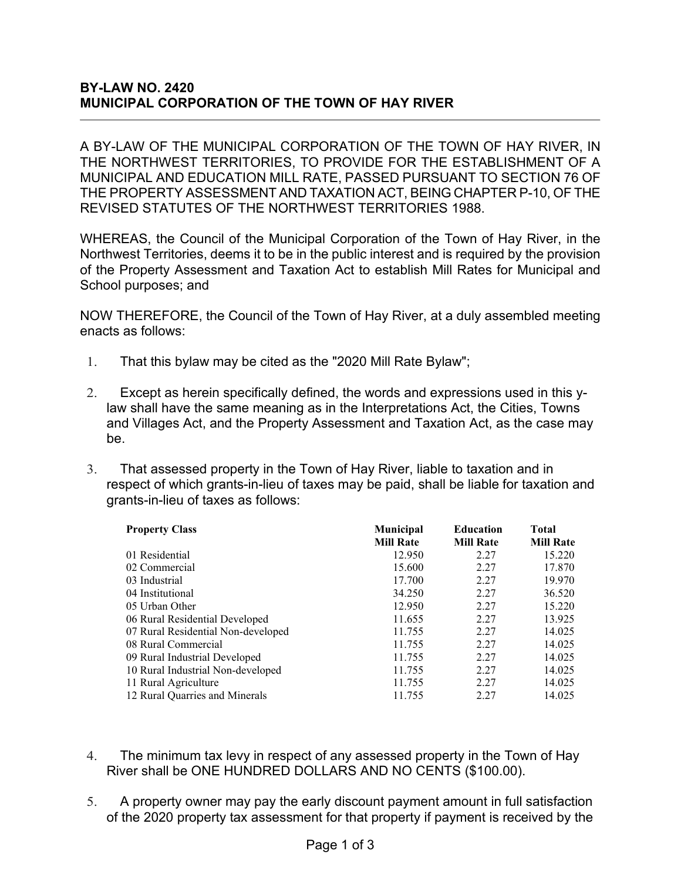**BY-LAW NO. 2420**
**MUNICIPAL CORPORATION OF THE TOWN OF HAY RIVER**

---

A BY-LAW OF THE MUNICIPAL CORPORATION OF THE TOWN OF HAY RIVER, IN THE NORTHWEST TERRITORIES, TO PROVIDE FOR THE ESTABLISHMENT OF A MUNICIPAL AND EDUCATION MILL RATE, PASSED PURSUANT TO SECTION 76 OF THE PROPERTY ASSESSMENT AND TAXATION ACT, BEING CHAPTER P-10, OF THE REVISED STATUTES OF THE NORTHWEST TERRITORIES 1988.

WHEREAS, the Council of the Municipal Corporation of the Town of Hay River, in the Northwest Territories, deems it to be in the public interest and is required by the provision of the Property Assessment and Taxation Act to establish Mill Rates for Municipal and School purposes; and

NOW THEREFORE, the Council of the Town of Hay River, at a duly assembled meeting enacts as follows:

1. That this bylaw may be cited as the "2020 Mill Rate Bylaw";

2. Except as herein specifically defined, the words and expressions used in this y-law shall have the same meaning as in the Interpretations Act, the Cities, Towns and Villages Act, and the Property Assessment and Taxation Act, as the case may be.

3. That assessed property in the Town of Hay River, liable to taxation and in respect of which grants-in-lieu of taxes may be paid, shall be liable for taxation and grants-in-lieu of taxes as follows:

| Property Class | Municipal Mill Rate | Education Mill Rate | Total Mill Rate |
|---|---|---|---|
| 01 Residential | 12.950 | 2.27 | 15.220 |
| 02 Commercial | 15.600 | 2.27 | 17.870 |
| 03 Industrial | 17.700 | 2.27 | 19.970 |
| 04 Institutional | 34.250 | 2.27 | 36.520 |
| 05 Urban Other | 12.950 | 2.27 | 15.220 |
| 06 Rural Residential Developed | 11.655 | 2.27 | 13.925 |
| 07 Rural Residential Non-developed | 11.755 | 2.27 | 14.025 |
| 08 Rural Commercial | 11.755 | 2.27 | 14.025 |
| 09 Rural Industrial Developed | 11.755 | 2.27 | 14.025 |
| 10 Rural Industrial Non-developed | 11.755 | 2.27 | 14.025 |
| 11 Rural Agriculture | 11.755 | 2.27 | 14.025 |
| 12 Rural Quarries and Minerals | 11.755 | 2.27 | 14.025 |

4. The minimum tax levy in respect of any assessed property in the Town of Hay River shall be ONE HUNDRED DOLLARS AND NO CENTS ($100.00).

5. A property owner may pay the early discount payment amount in full satisfaction of the 2020 property tax assessment for that property if payment is received by the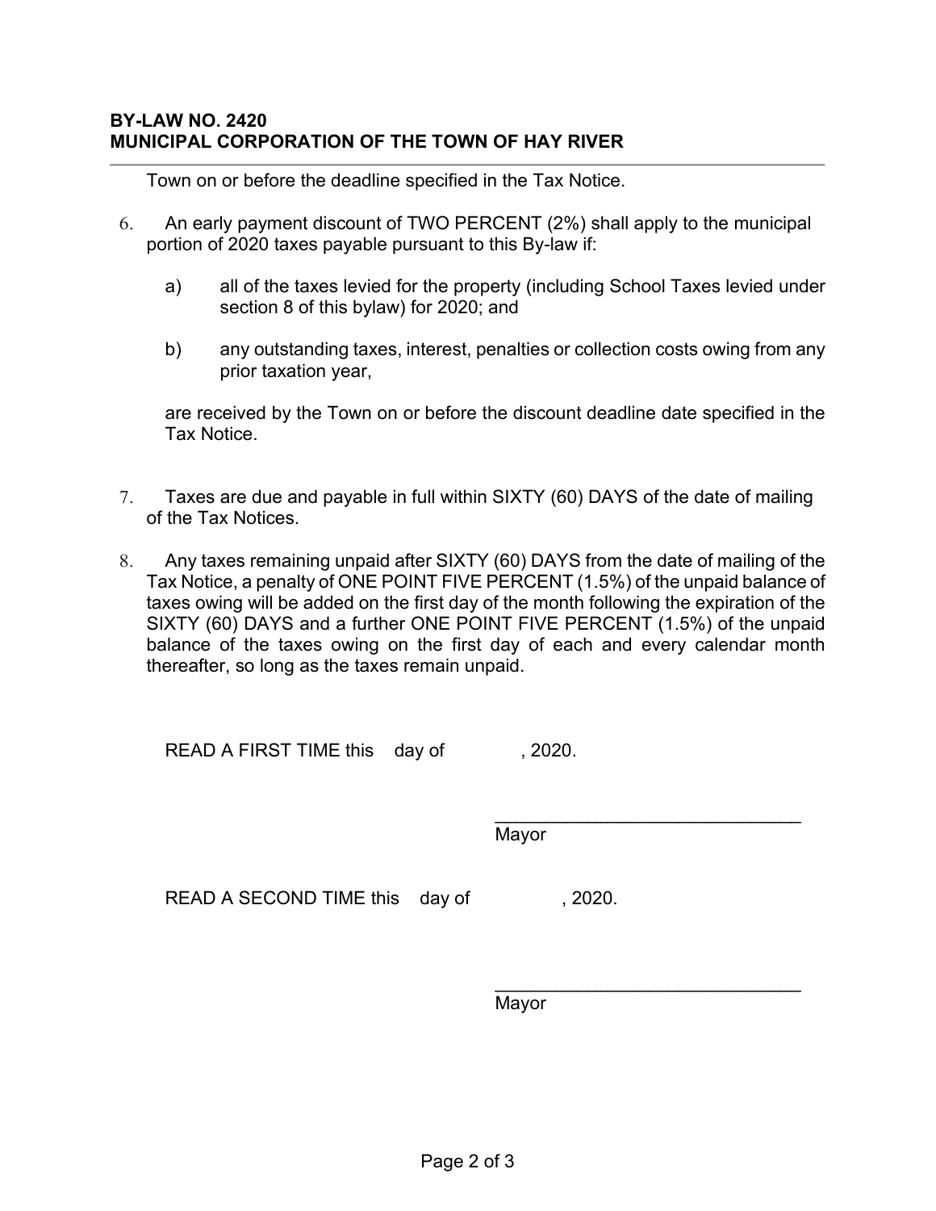Town on or before the deadline specified in the Tax Notice.

6. An early payment discount of TWO PERCENT (2%) shall apply to the municipal portion of 2020 taxes payable pursuant to this By-law if:

   a) all of the taxes levied for the property (including School Taxes levied under section 8 of this bylaw) for 2020; and

   b) any outstanding taxes, interest, penalties or collection costs owing from any prior taxation year,

   are received by the Town on or before the discount deadline date specified in the Tax Notice.

7. Taxes are due and payable in full within SIXTY (60) DAYS of the date of mailing of the Tax Notices.

8. Any taxes remaining unpaid after SIXTY (60) DAYS from the date of mailing of the Tax Notice, a penalty of ONE POINT FIVE PERCENT (1.5%) of the unpaid balance of taxes owing will be added on the first day of the month following the expiration of the SIXTY (60) DAYS and a further ONE POINT FIVE PERCENT (1.5%) of the unpaid balance of the taxes owing on the first day of each and every calendar month thereafter, so long as the taxes remain unpaid.

READ A FIRST TIME this day of , 2020.

\_\_\_\_\_\_\_\_\_\_\_\_\_\_\_\_\_\_\_\_\_\_\_\_\_\_\_\_\_\_
Mayor

READ A SECOND TIME this day of , 2020.

\_\_\_\_\_\_\_\_\_\_\_\_\_\_\_\_\_\_\_\_\_\_\_\_\_\_\_\_\_\_
Mayor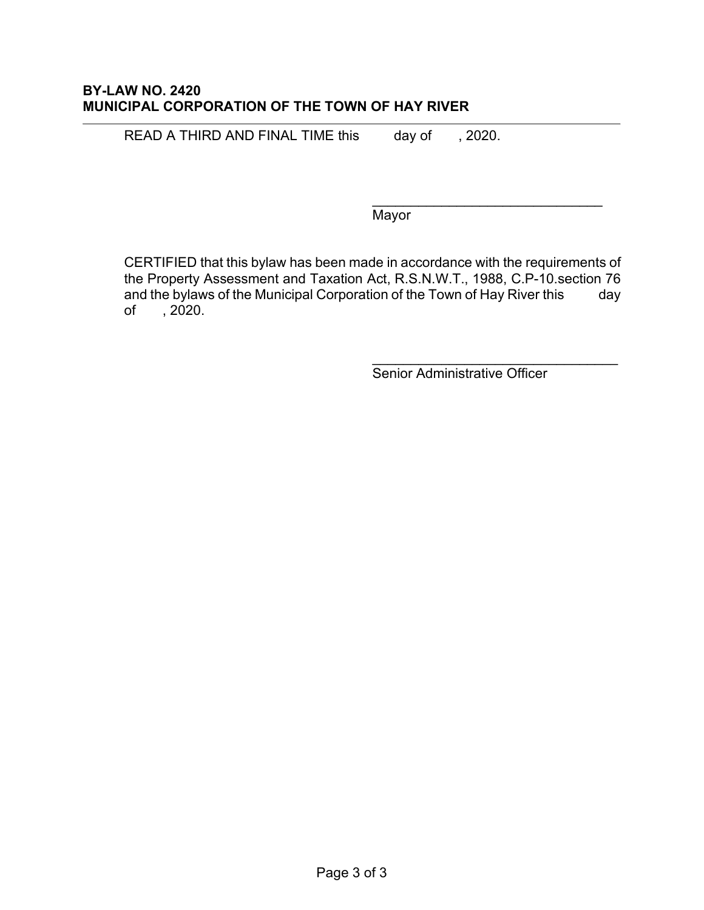READ A THIRD AND FINAL TIME this day of , 2020.

\_\_\_\_\_\_\_\_\_\_\_\_\_\_\_\_\_\_\_\_\_\_\_\_\_\_\_\_\_\_

Mayor

CERTIFIED that this bylaw has been made in accordance with the requirements of the Property Assessment and Taxation Act, R.S.N.W.T., 1988, C.P-10.section 76 and the bylaws of the Municipal Corporation of the Town of Hay River this day of , 2020.

\_\_\_\_\_\_\_\_\_\_\_\_\_\_\_\_\_\_\_\_\_\_\_\_\_\_\_\_\_\_

Senior Administrative Officer